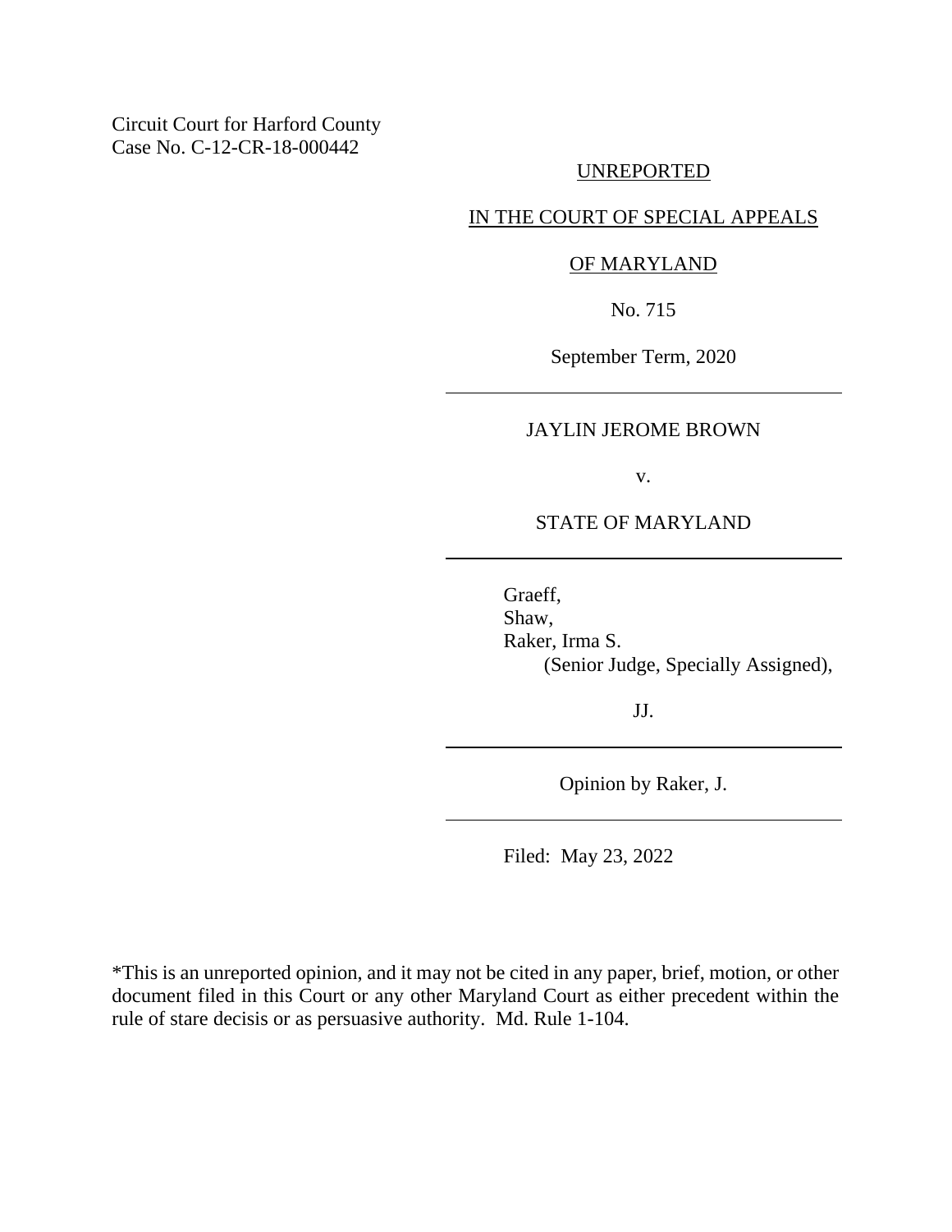Circuit Court for Harford County
Case No. C-12-CR-18-000442

UNREPORTED

IN THE COURT OF SPECIAL APPEALS

OF MARYLAND

No. 715

September Term, 2020

---

JAYLIN JEROME BROWN

v.

STATE OF MARYLAND

---

Graeff,
Shaw,
Raker, Irma S.
(Senior Judge, Specially Assigned),

JJ.

---

Opinion by Raker, J.

---

Filed: May 23, 2022

*This is an unreported opinion, and it may not be cited in any paper, brief, motion, or other document filed in this Court or any other Maryland Court as either precedent within the rule of stare decisis or as persuasive authority. Md. Rule 1-104.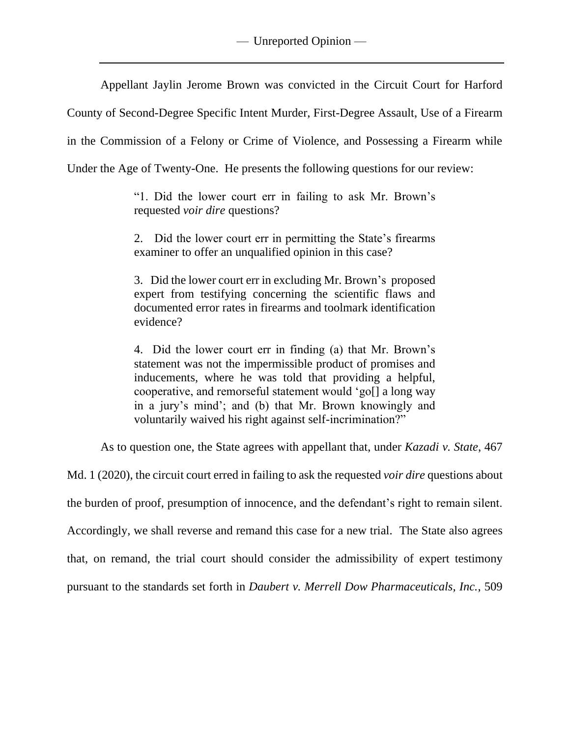Appellant Jaylin Jerome Brown was convicted in the Circuit Court for Harford County of Second-Degree Specific Intent Murder, First-Degree Assault, Use of a Firearm in the Commission of a Felony or Crime of Violence, and Possessing a Firearm while Under the Age of Twenty-One. He presents the following questions for our review:

> "1. Did the lower court err in failing to ask Mr. Brown's requested *voir dire* questions?
>
> 2. Did the lower court err in permitting the State's firearms examiner to offer an unqualified opinion in this case?
>
> 3. Did the lower court err in excluding Mr. Brown's proposed expert from testifying concerning the scientific flaws and documented error rates in firearms and toolmark identification evidence?
>
> 4. Did the lower court err in finding (a) that Mr. Brown's statement was not the impermissible product of promises and inducements, where he was told that providing a helpful, cooperative, and remorseful statement would 'go[] a long way in a jury's mind'; and (b) that Mr. Brown knowingly and voluntarily waived his right against self-incrimination?"

As to question one, the State agrees with appellant that, under *Kazadi v. State*, 467 Md. 1 (2020), the circuit court erred in failing to ask the requested *voir dire* questions about the burden of proof, presumption of innocence, and the defendant's right to remain silent. Accordingly, we shall reverse and remand this case for a new trial. The State also agrees that, on remand, the trial court should consider the admissibility of expert testimony pursuant to the standards set forth in *Daubert v. Merrell Dow Pharmaceuticals, Inc.*, 509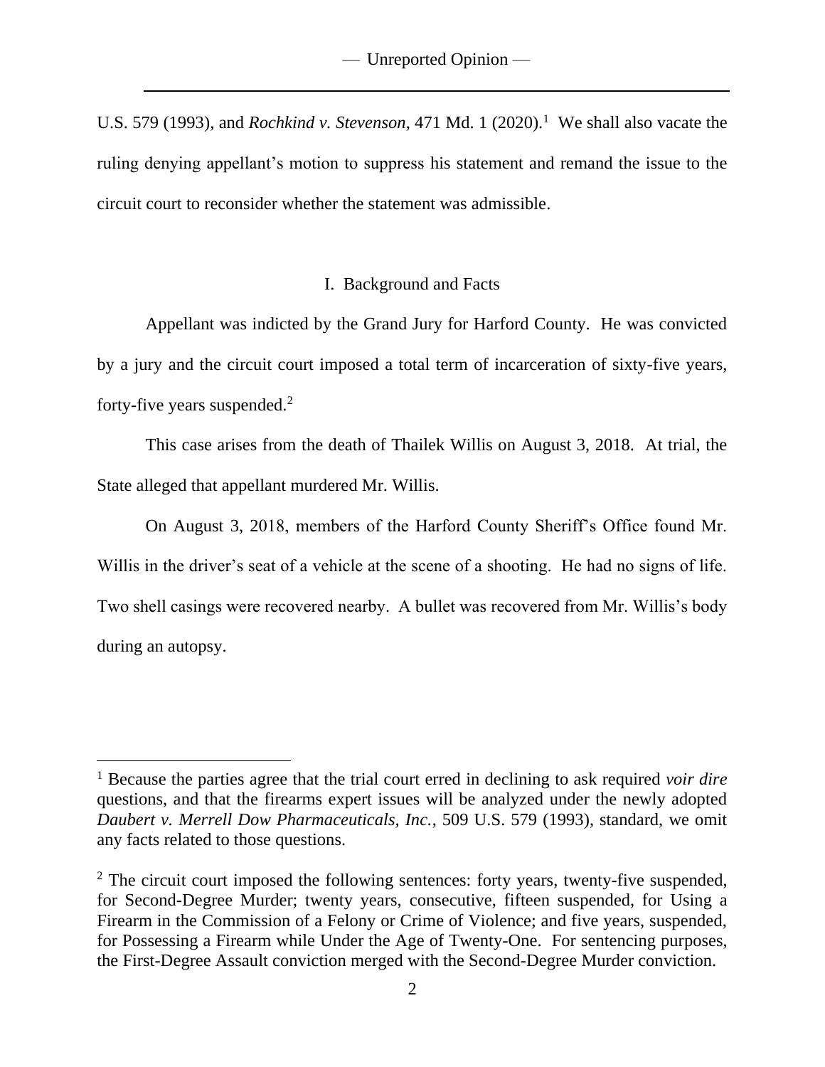U.S. 579 (1993), and *Rochkind v. Stevenson*, 471 Md. 1 (2020).[1] We shall also vacate the ruling denying appellant's motion to suppress his statement and remand the issue to the circuit court to reconsider whether the statement was admissible.

## I. Background and Facts

Appellant was indicted by the Grand Jury for Harford County. He was convicted by a jury and the circuit court imposed a total term of incarceration of sixty-five years, forty-five years suspended.[2]

This case arises from the death of Thailek Willis on August 3, 2018. At trial, the State alleged that appellant murdered Mr. Willis.

On August 3, 2018, members of the Harford County Sheriff's Office found Mr. Willis in the driver's seat of a vehicle at the scene of a shooting. He had no signs of life. Two shell casings were recovered nearby. A bullet was recovered from Mr. Willis's body during an autopsy.

---

[1] Because the parties agree that the trial court erred in declining to ask required *voir dire* questions, and that the firearms expert issues will be analyzed under the newly adopted *Daubert v. Merrell Dow Pharmaceuticals, Inc.*, 509 U.S. 579 (1993), standard, we omit any facts related to those questions.

[2] The circuit court imposed the following sentences: forty years, twenty-five suspended, for Second-Degree Murder; twenty years, consecutive, fifteen suspended, for Using a Firearm in the Commission of a Felony or Crime of Violence; and five years, suspended, for Possessing a Firearm while Under the Age of Twenty-One. For sentencing purposes, the First-Degree Assault conviction merged with the Second-Degree Murder conviction.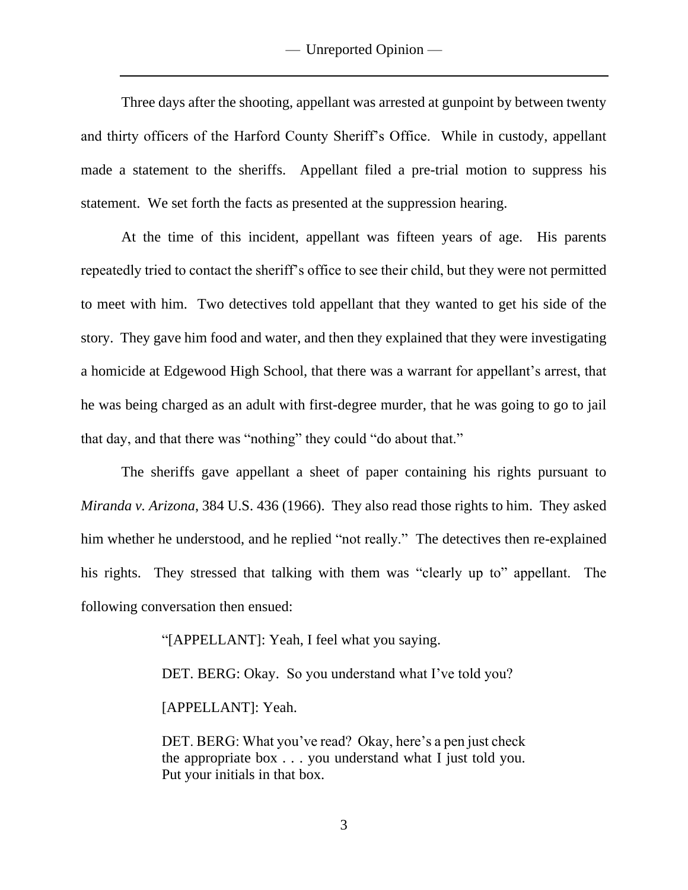Three days after the shooting, appellant was arrested at gunpoint by between twenty and thirty officers of the Harford County Sheriff's Office. While in custody, appellant made a statement to the sheriffs. Appellant filed a pre-trial motion to suppress his statement. We set forth the facts as presented at the suppression hearing.

At the time of this incident, appellant was fifteen years of age. His parents repeatedly tried to contact the sheriff's office to see their child, but they were not permitted to meet with him. Two detectives told appellant that they wanted to get his side of the story. They gave him food and water, and then they explained that they were investigating a homicide at Edgewood High School, that there was a warrant for appellant's arrest, that he was being charged as an adult with first-degree murder, that he was going to go to jail that day, and that there was "nothing" they could "do about that."

The sheriffs gave appellant a sheet of paper containing his rights pursuant to *Miranda v. Arizona*, 384 U.S. 436 (1966). They also read those rights to him. They asked him whether he understood, and he replied "not really." The detectives then re-explained his rights. They stressed that talking with them was "clearly up to" appellant. The following conversation then ensued:

> "[APPELLANT]: Yeah, I feel what you saying.
>
> DET. BERG: Okay. So you understand what I've told you?
>
> [APPELLANT]: Yeah.
>
> DET. BERG: What you've read? Okay, here's a pen just check the appropriate box . . . you understand what I just told you. Put your initials in that box.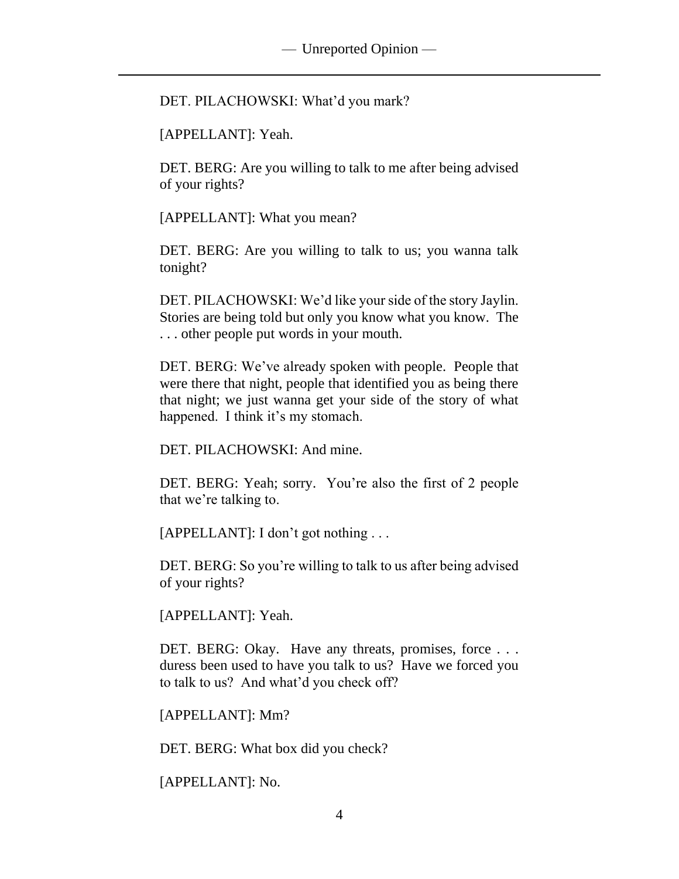DET. PILACHOWSKI: What'd you mark?

[APPELLANT]: Yeah.

DET. BERG: Are you willing to talk to me after being advised of your rights?

[APPELLANT]: What you mean?

DET. BERG: Are you willing to talk to us; you wanna talk tonight?

DET. PILACHOWSKI: We'd like your side of the story Jaylin. Stories are being told but only you know what you know. The . . . other people put words in your mouth.

DET. BERG: We've already spoken with people. People that were there that night, people that identified you as being there that night; we just wanna get your side of the story of what happened. I think it's my stomach.

DET. PILACHOWSKI: And mine.

DET. BERG: Yeah; sorry. You're also the first of 2 people that we're talking to.

[APPELLANT]: I don't got nothing . . .

DET. BERG: So you're willing to talk to us after being advised of your rights?

[APPELLANT]: Yeah.

DET. BERG: Okay. Have any threats, promises, force . . . duress been used to have you talk to us? Have we forced you to talk to us? And what'd you check off?

[APPELLANT]: Mm?

DET. BERG: What box did you check?

[APPELLANT]: No.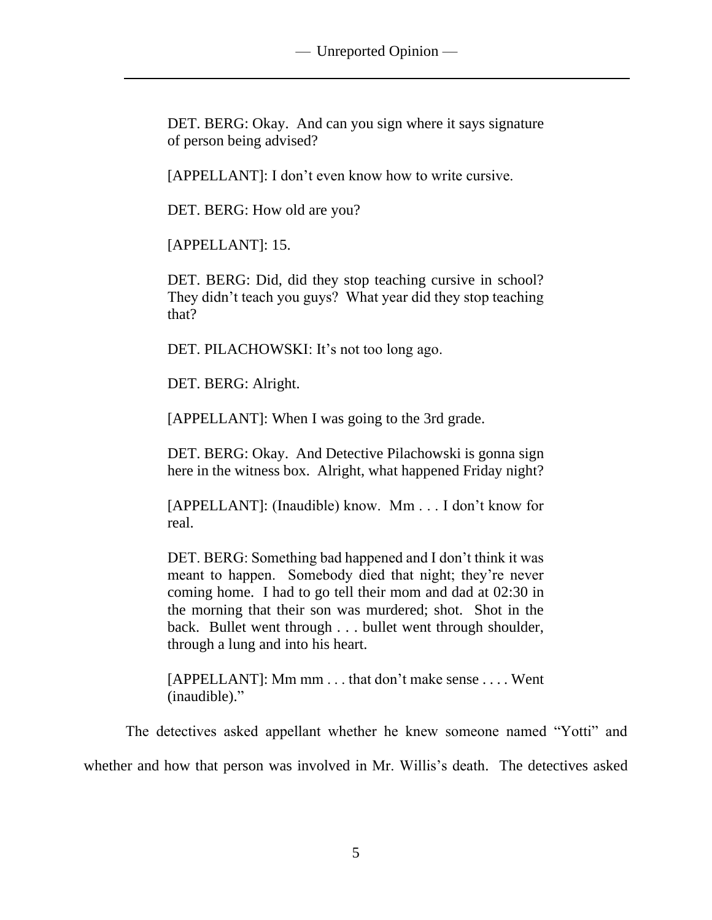> DET. BERG: Okay. And can you sign where it says signature of person being advised?
>
> [APPELLANT]: I don't even know how to write cursive.
>
> DET. BERG: How old are you?
>
> [APPELLANT]: 15.
>
> DET. BERG: Did, did they stop teaching cursive in school? They didn't teach you guys? What year did they stop teaching that?
>
> DET. PILACHOWSKI: It's not too long ago.
>
> DET. BERG: Alright.
>
> [APPELLANT]: When I was going to the 3rd grade.
>
> DET. BERG: Okay. And Detective Pilachowski is gonna sign here in the witness box. Alright, what happened Friday night?
>
> [APPELLANT]: (Inaudible) know. Mm . . . I don't know for real.
>
> DET. BERG: Something bad happened and I don't think it was meant to happen. Somebody died that night; they're never coming home. I had to go tell their mom and dad at 02:30 in the morning that their son was murdered; shot. Shot in the back. Bullet went through . . . bullet went through shoulder, through a lung and into his heart.
>
> [APPELLANT]: Mm mm . . . that don't make sense . . . . Went (inaudible)."

The detectives asked appellant whether he knew someone named "Yotti" and whether and how that person was involved in Mr. Willis's death. The detectives asked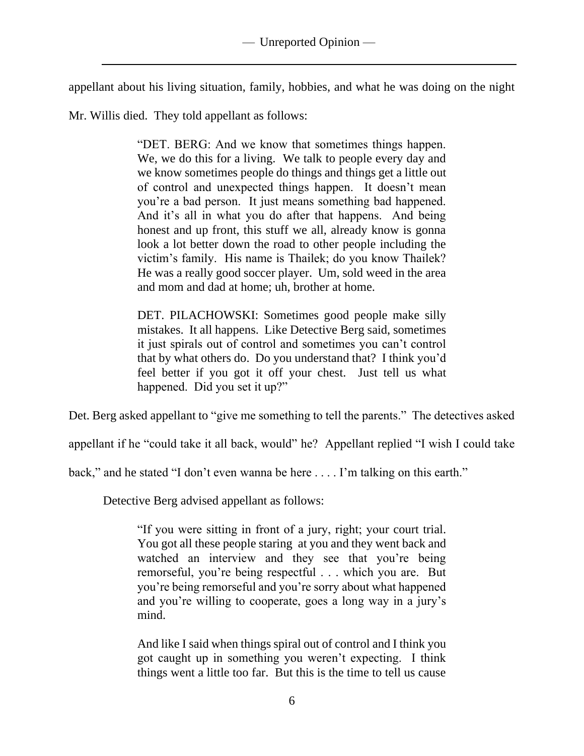appellant about his living situation, family, hobbies, and what he was doing on the night Mr. Willis died. They told appellant as follows:

> "DET. BERG: And we know that sometimes things happen. We, we do this for a living. We talk to people every day and we know sometimes people do things and things get a little out of control and unexpected things happen. It doesn't mean you're a bad person. It just means something bad happened. And it's all in what you do after that happens. And being honest and up front, this stuff we all, already know is gonna look a lot better down the road to other people including the victim's family. His name is Thailek; do you know Thailek? He was a really good soccer player. Um, sold weed in the area and mom and dad at home; uh, brother at home.
>
> DET. PILACHOWSKI: Sometimes good people make silly mistakes. It all happens. Like Detective Berg said, sometimes it just spirals out of control and sometimes you can't control that by what others do. Do you understand that? I think you'd feel better if you got it off your chest. Just tell us what happened. Did you set it up?"

Det. Berg asked appellant to "give me something to tell the parents." The detectives asked appellant if he "could take it all back, would" he? Appellant replied "I wish I could take back," and he stated "I don't even wanna be here . . . . I'm talking on this earth."

Detective Berg advised appellant as follows:

> "If you were sitting in front of a jury, right; your court trial. You got all these people staring at you and they went back and watched an interview and they see that you're being remorseful, you're being respectful . . . which you are. But you're being remorseful and you're sorry about what happened and you're willing to cooperate, goes a long way in a jury's mind.
>
> And like I said when things spiral out of control and I think you got caught up in something you weren't expecting. I think things went a little too far. But this is the time to tell us cause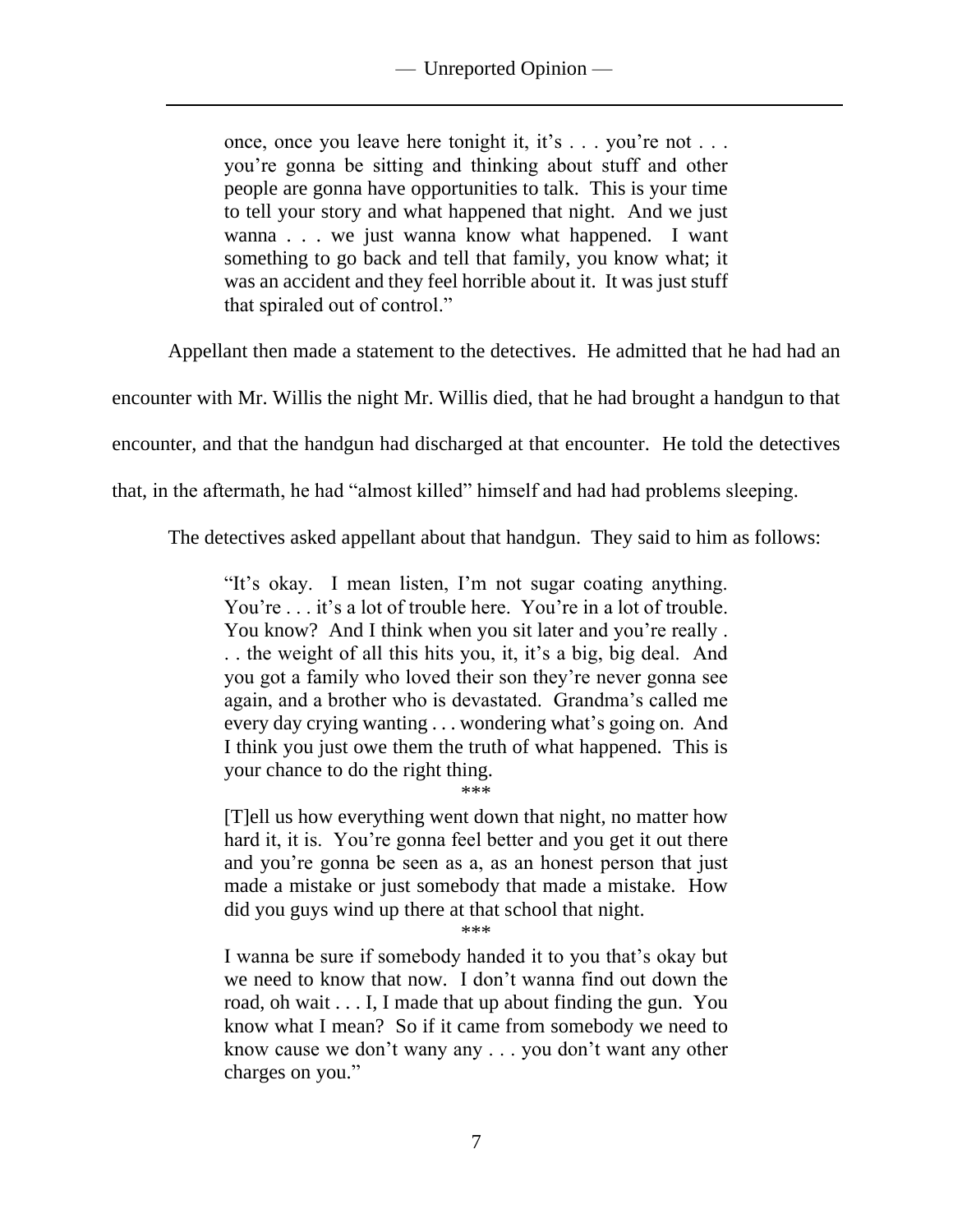> once, once you leave here tonight it, it's . . . you're not . . . you're gonna be sitting and thinking about stuff and other people are gonna have opportunities to talk. This is your time to tell your story and what happened that night. And we just wanna . . . we just wanna know what happened. I want something to go back and tell that family, you know what; it was an accident and they feel horrible about it. It was just stuff that spiraled out of control."

Appellant then made a statement to the detectives. He admitted that he had had an encounter with Mr. Willis the night Mr. Willis died, that he had brought a handgun to that encounter, and that the handgun had discharged at that encounter. He told the detectives that, in the aftermath, he had "almost killed" himself and had had problems sleeping.

The detectives asked appellant about that handgun. They said to him as follows:

> "It's okay. I mean listen, I'm not sugar coating anything. You're . . . it's a lot of trouble here. You're in a lot of trouble. You know? And I think when you sit later and you're really . . . the weight of all this hits you, it, it's a big, big deal. And you got a family who loved their son they're never gonna see again, and a brother who is devastated. Grandma's called me every day crying wanting . . . wondering what's going on. And I think you just owe them the truth of what happened. This is your chance to do the right thing.
>
> \*\*\*
>
> [T]ell us how everything went down that night, no matter how hard it, it is. You're gonna feel better and you get it out there and you're gonna be seen as a, as an honest person that just made a mistake or just somebody that made a mistake. How did you guys wind up there at that school that night.
>
> \*\*\*
>
> I wanna be sure if somebody handed it to you that's okay but we need to know that now. I don't wanna find out down the road, oh wait . . . I, I made that up about finding the gun. You know what I mean? So if it came from somebody we need to know cause we don't wany any . . . you don't want any other charges on you."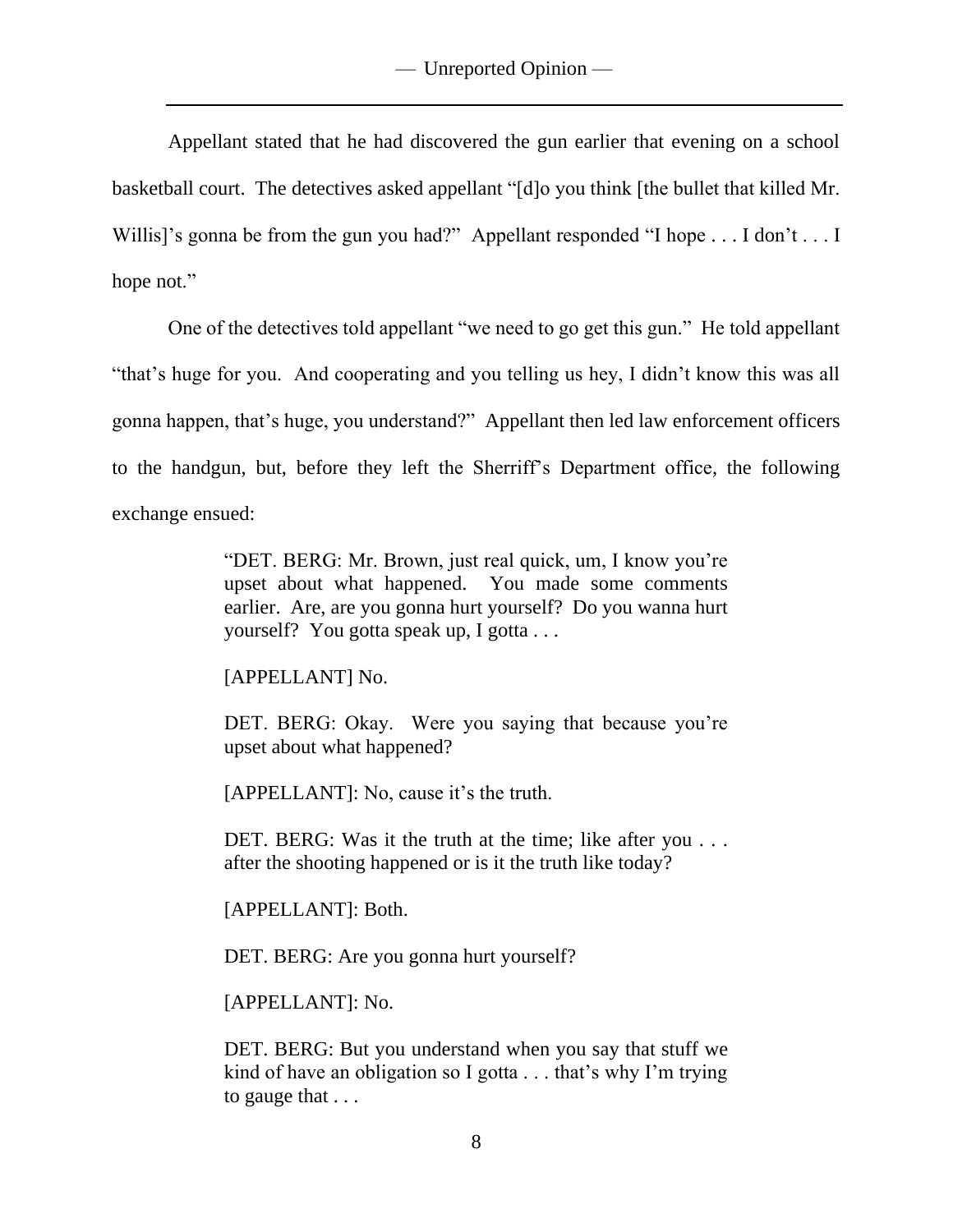Appellant stated that he had discovered the gun earlier that evening on a school basketball court. The detectives asked appellant "[d]o you think [the bullet that killed Mr. Willis]'s gonna be from the gun you had?" Appellant responded "I hope . . . I don't . . . I hope not."

One of the detectives told appellant "we need to go get this gun." He told appellant "that's huge for you. And cooperating and you telling us hey, I didn't know this was all gonna happen, that's huge, you understand?" Appellant then led law enforcement officers to the handgun, but, before they left the Sherriff's Department office, the following exchange ensued:

> "DET. BERG: Mr. Brown, just real quick, um, I know you're upset about what happened. You made some comments earlier. Are, are you gonna hurt yourself? Do you wanna hurt yourself? You gotta speak up, I gotta . . .
>
> [APPELLANT] No.
>
> DET. BERG: Okay. Were you saying that because you're upset about what happened?
>
> [APPELLANT]: No, cause it's the truth.
>
> DET. BERG: Was it the truth at the time; like after you . . . after the shooting happened or is it the truth like today?
>
> [APPELLANT]: Both.
>
> DET. BERG: Are you gonna hurt yourself?
>
> [APPELLANT]: No.
>
> DET. BERG: But you understand when you say that stuff we kind of have an obligation so I gotta . . . that's why I'm trying to gauge that . . .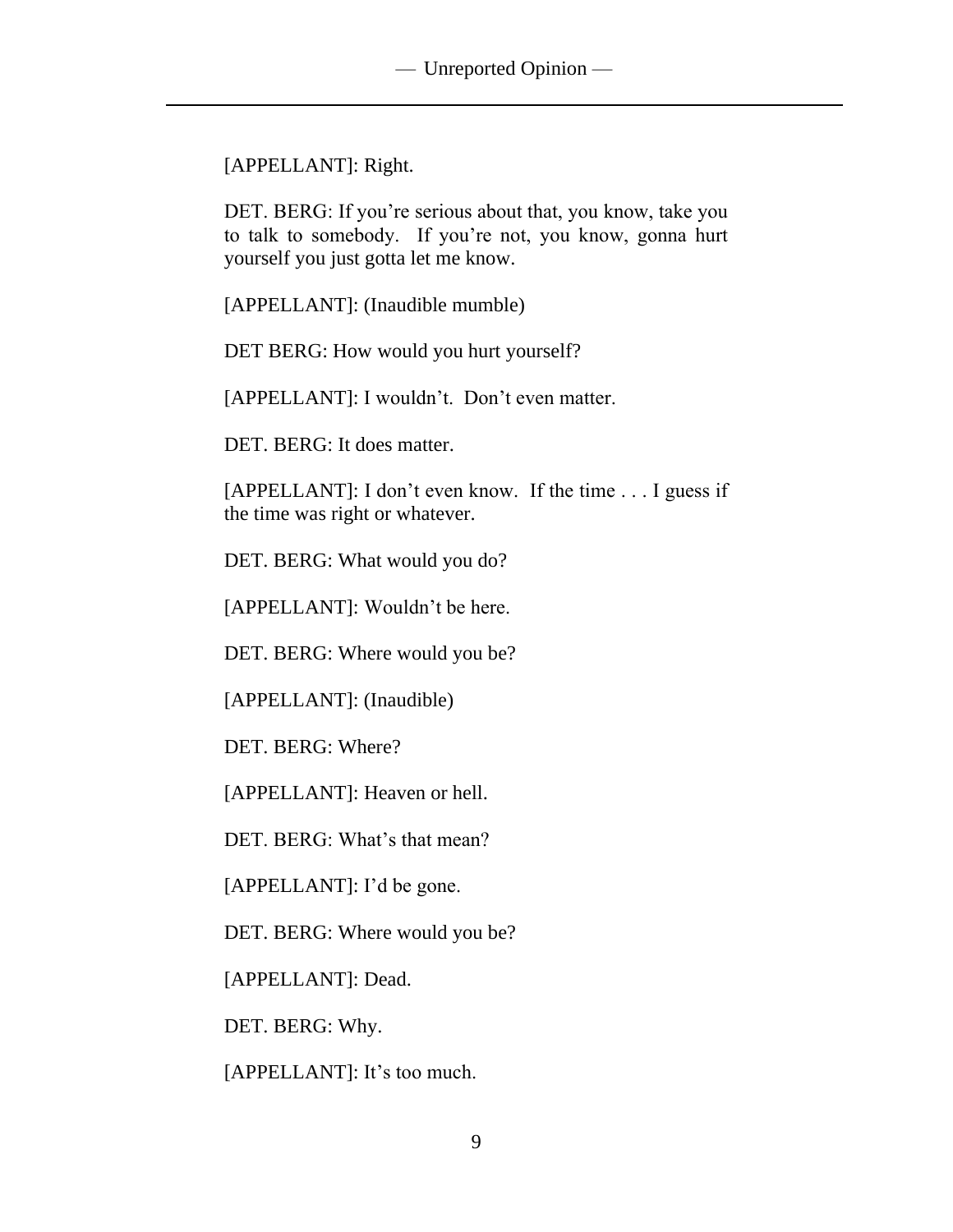[APPELLANT]: Right.

DET. BERG: If you're serious about that, you know, take you to talk to somebody. If you're not, you know, gonna hurt yourself you just gotta let me know.

[APPELLANT]: (Inaudible mumble)

DET BERG: How would you hurt yourself?

[APPELLANT]: I wouldn't. Don't even matter.

DET. BERG: It does matter.

[APPELLANT]: I don't even know. If the time . . . I guess if the time was right or whatever.

DET. BERG: What would you do?

[APPELLANT]: Wouldn't be here.

DET. BERG: Where would you be?

[APPELLANT]: (Inaudible)

DET. BERG: Where?

[APPELLANT]: Heaven or hell.

DET. BERG: What's that mean?

[APPELLANT]: I'd be gone.

DET. BERG: Where would you be?

[APPELLANT]: Dead.

DET. BERG: Why.

[APPELLANT]: It's too much.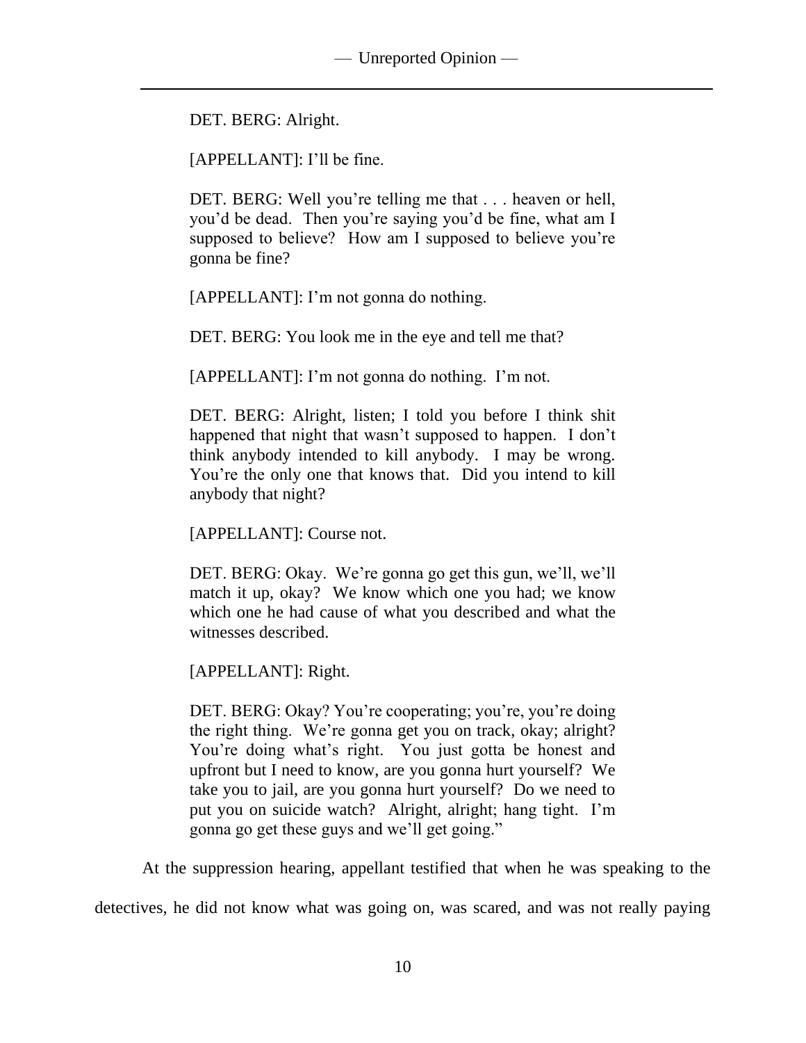DET. BERG: Alright.

[APPELLANT]: I'll be fine.

DET. BERG: Well you're telling me that . . . heaven or hell, you'd be dead. Then you're saying you'd be fine, what am I supposed to believe? How am I supposed to believe you're gonna be fine?

[APPELLANT]: I'm not gonna do nothing.

DET. BERG: You look me in the eye and tell me that?

[APPELLANT]: I'm not gonna do nothing. I'm not.

DET. BERG: Alright, listen; I told you before I think shit happened that night that wasn't supposed to happen. I don't think anybody intended to kill anybody. I may be wrong. You're the only one that knows that. Did you intend to kill anybody that night?

[APPELLANT]: Course not.

DET. BERG: Okay. We're gonna go get this gun, we'll, we'll match it up, okay? We know which one you had; we know which one he had cause of what you described and what the witnesses described.

[APPELLANT]: Right.

DET. BERG: Okay? You're cooperating; you're, you're doing the right thing. We're gonna get you on track, okay; alright? You're doing what's right. You just gotta be honest and upfront but I need to know, are you gonna hurt yourself? We take you to jail, are you gonna hurt yourself? Do we need to put you on suicide watch? Alright, alright; hang tight. I'm gonna go get these guys and we'll get going."

At the suppression hearing, appellant testified that when he was speaking to the detectives, he did not know what was going on, was scared, and was not really paying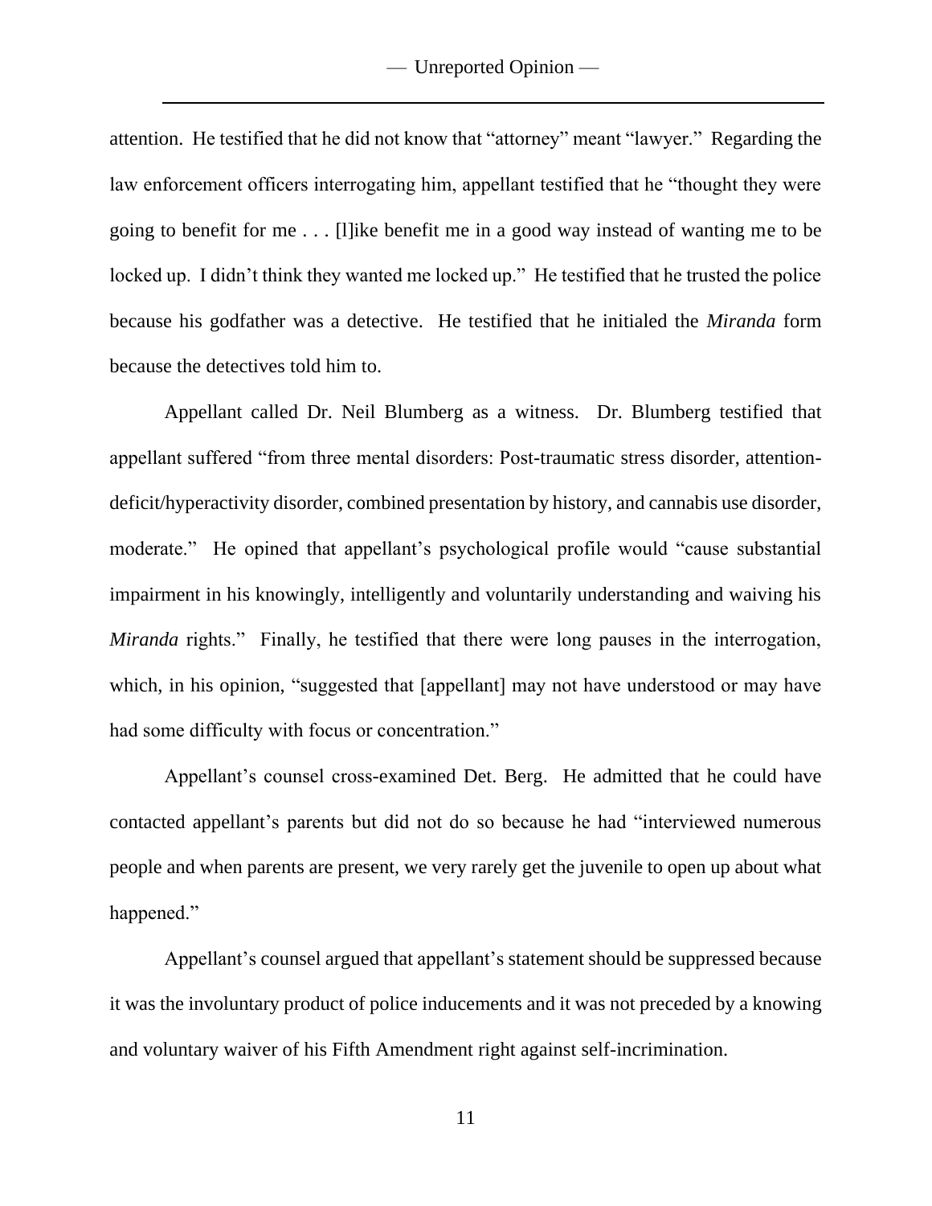attention. He testified that he did not know that "attorney" meant "lawyer." Regarding the law enforcement officers interrogating him, appellant testified that he "thought they were going to benefit for me . . . [l]ike benefit me in a good way instead of wanting me to be locked up. I didn't think they wanted me locked up." He testified that he trusted the police because his godfather was a detective. He testified that he initialed the *Miranda* form because the detectives told him to.

Appellant called Dr. Neil Blumberg as a witness. Dr. Blumberg testified that appellant suffered "from three mental disorders: Post-traumatic stress disorder, attention-deficit/hyperactivity disorder, combined presentation by history, and cannabis use disorder, moderate." He opined that appellant's psychological profile would "cause substantial impairment in his knowingly, intelligently and voluntarily understanding and waiving his *Miranda* rights." Finally, he testified that there were long pauses in the interrogation, which, in his opinion, "suggested that [appellant] may not have understood or may have had some difficulty with focus or concentration."

Appellant's counsel cross-examined Det. Berg. He admitted that he could have contacted appellant's parents but did not do so because he had "interviewed numerous people and when parents are present, we very rarely get the juvenile to open up about what happened."

Appellant's counsel argued that appellant's statement should be suppressed because it was the involuntary product of police inducements and it was not preceded by a knowing and voluntary waiver of his Fifth Amendment right against self-incrimination.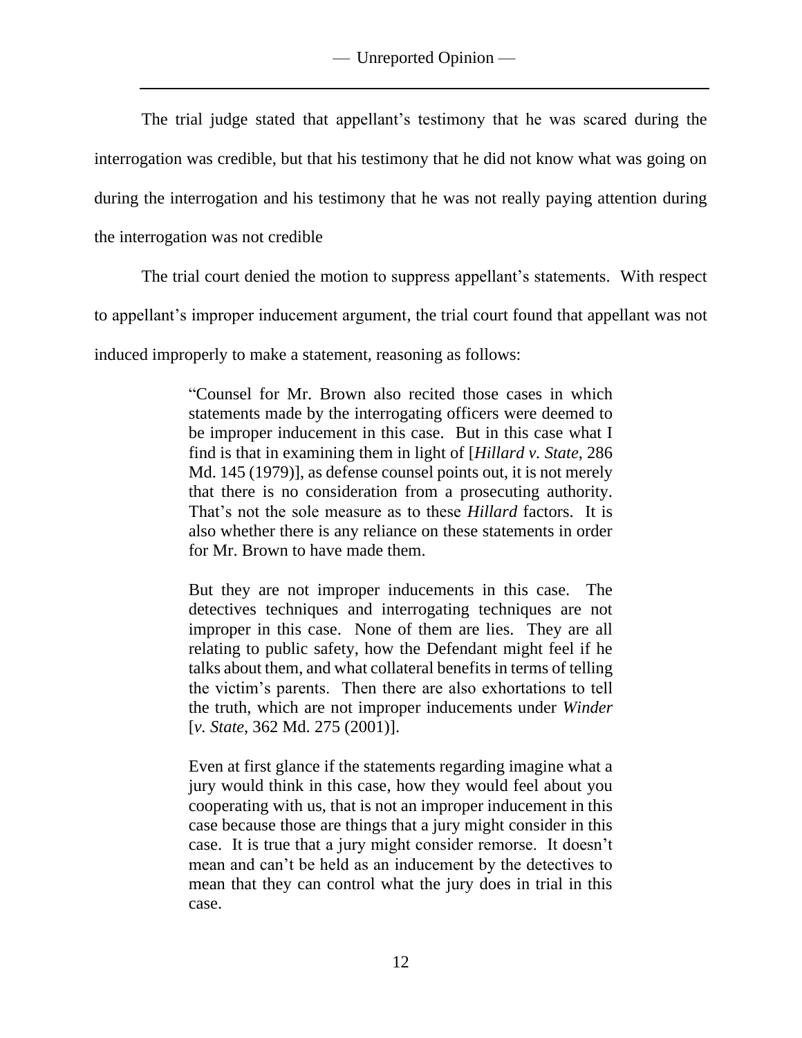The trial judge stated that appellant's testimony that he was scared during the interrogation was credible, but that his testimony that he did not know what was going on during the interrogation and his testimony that he was not really paying attention during the interrogation was not credible

The trial court denied the motion to suppress appellant's statements. With respect to appellant's improper inducement argument, the trial court found that appellant was not induced improperly to make a statement, reasoning as follows:

> "Counsel for Mr. Brown also recited those cases in which statements made by the interrogating officers were deemed to be improper inducement in this case. But in this case what I find is that in examining them in light of [*Hillard v. State*, 286 Md. 145 (1979)], as defense counsel points out, it is not merely that there is no consideration from a prosecuting authority. That's not the sole measure as to these *Hillard* factors. It is also whether there is any reliance on these statements in order for Mr. Brown to have made them.
>
> But they are not improper inducements in this case. The detectives techniques and interrogating techniques are not improper in this case. None of them are lies. They are all relating to public safety, how the Defendant might feel if he talks about them, and what collateral benefits in terms of telling the victim's parents. Then there are also exhortations to tell the truth, which are not improper inducements under *Winder* [*v. State*, 362 Md. 275 (2001)].
>
> Even at first glance if the statements regarding imagine what a jury would think in this case, how they would feel about you cooperating with us, that is not an improper inducement in this case because those are things that a jury might consider in this case. It is true that a jury might consider remorse. It doesn't mean and can't be held as an inducement by the detectives to mean that they can control what the jury does in trial in this case.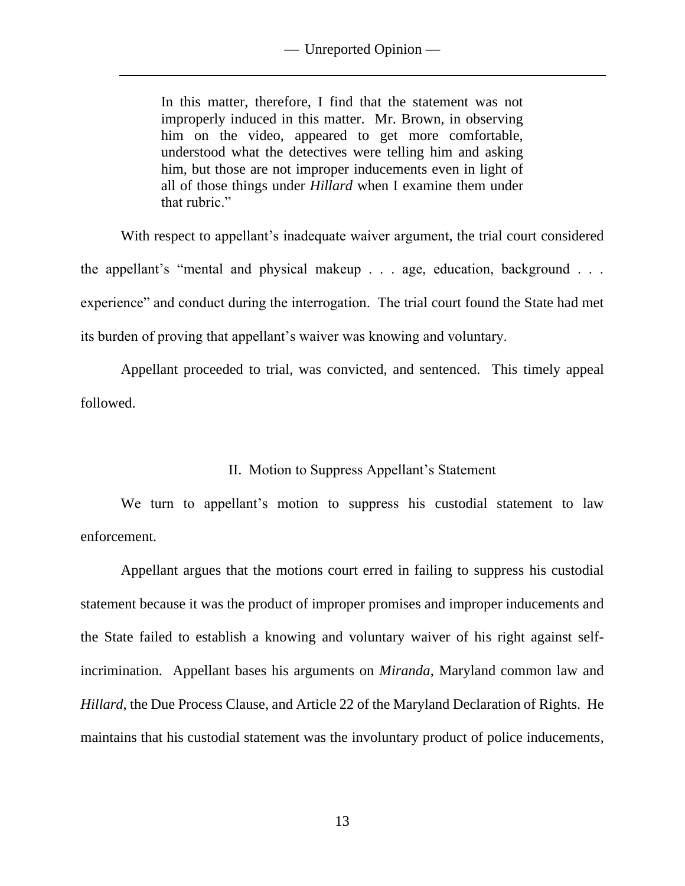> In this matter, therefore, I find that the statement was not improperly induced in this matter. Mr. Brown, in observing him on the video, appeared to get more comfortable, understood what the detectives were telling him and asking him, but those are not improper inducements even in light of all of those things under *Hillard* when I examine them under that rubric."

With respect to appellant's inadequate waiver argument, the trial court considered the appellant's "mental and physical makeup . . . age, education, background . . . experience" and conduct during the interrogation. The trial court found the State had met its burden of proving that appellant's waiver was knowing and voluntary.

Appellant proceeded to trial, was convicted, and sentenced. This timely appeal followed.

## II. Motion to Suppress Appellant's Statement

We turn to appellant's motion to suppress his custodial statement to law enforcement.

Appellant argues that the motions court erred in failing to suppress his custodial statement because it was the product of improper promises and improper inducements and the State failed to establish a knowing and voluntary waiver of his right against self-incrimination. Appellant bases his arguments on *Miranda*, Maryland common law and *Hillard*, the Due Process Clause, and Article 22 of the Maryland Declaration of Rights. He maintains that his custodial statement was the involuntary product of police inducements,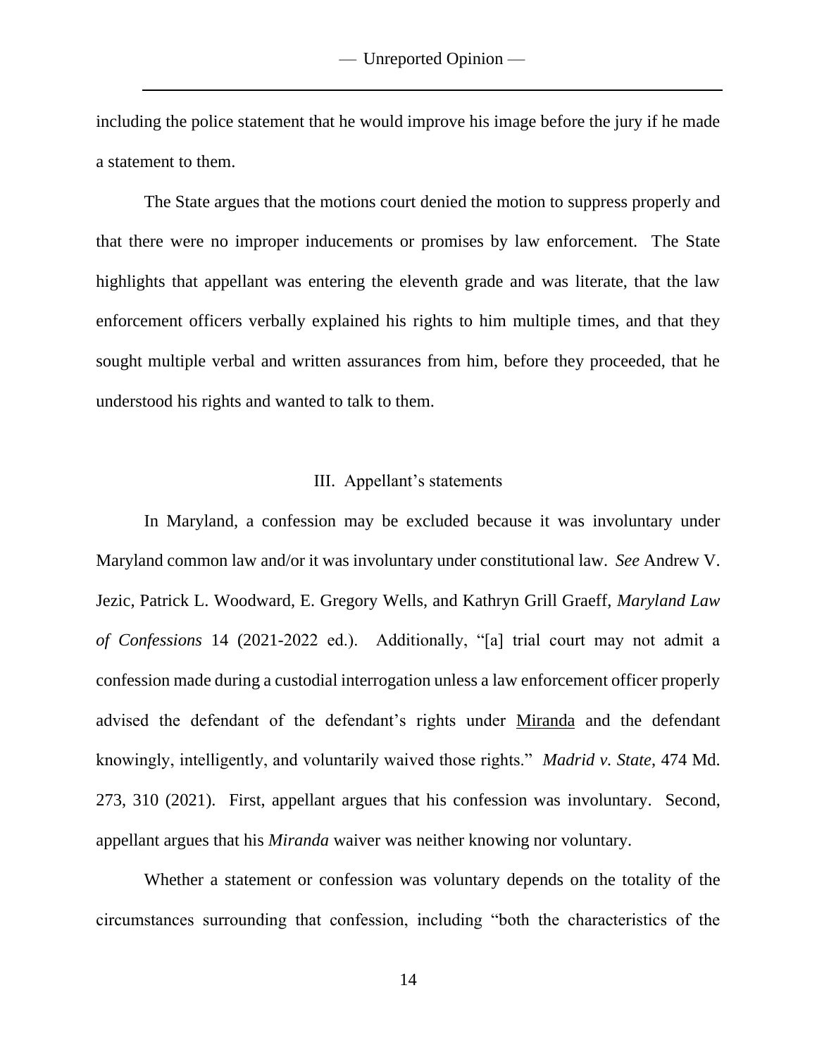including the police statement that he would improve his image before the jury if he made a statement to them.

The State argues that the motions court denied the motion to suppress properly and that there were no improper inducements or promises by law enforcement. The State highlights that appellant was entering the eleventh grade and was literate, that the law enforcement officers verbally explained his rights to him multiple times, and that they sought multiple verbal and written assurances from him, before they proceeded, that he understood his rights and wanted to talk to them.

### III. Appellant's statements

In Maryland, a confession may be excluded because it was involuntary under Maryland common law and/or it was involuntary under constitutional law. *See* Andrew V. Jezic, Patrick L. Woodward, E. Gregory Wells, and Kathryn Grill Graeff, *Maryland Law of Confessions* 14 (2021-2022 ed.). Additionally, "[a] trial court may not admit a confession made during a custodial interrogation unless a law enforcement officer properly advised the defendant of the defendant's rights under Miranda and the defendant knowingly, intelligently, and voluntarily waived those rights." *Madrid v. State*, 474 Md. 273, 310 (2021). First, appellant argues that his confession was involuntary. Second, appellant argues that his *Miranda* waiver was neither knowing nor voluntary.

Whether a statement or confession was voluntary depends on the totality of the circumstances surrounding that confession, including "both the characteristics of the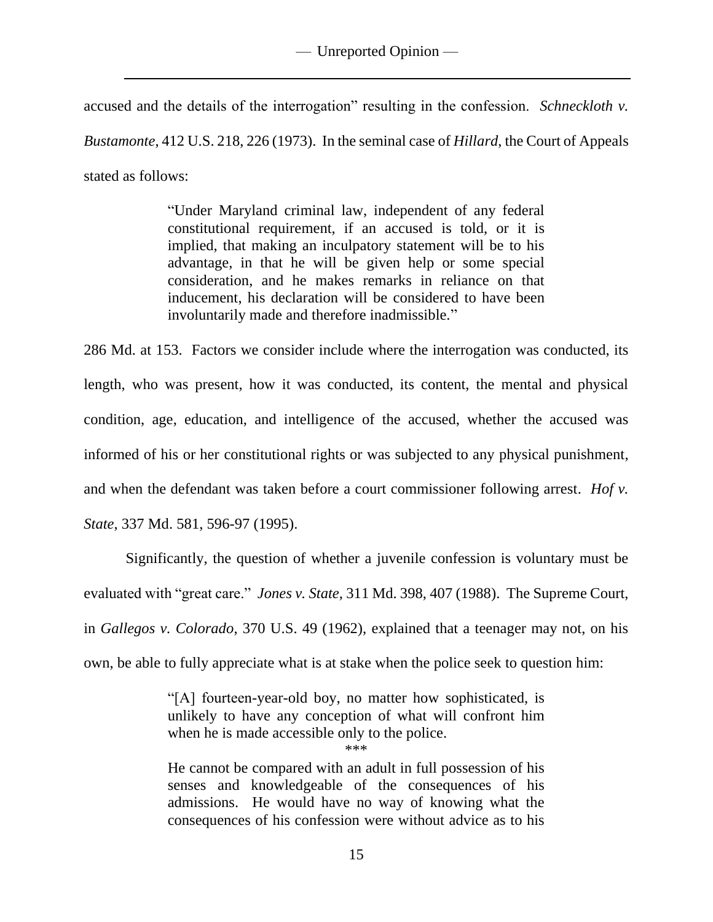accused and the details of the interrogation" resulting in the confession. *Schneckloth v. Bustamonte*, 412 U.S. 218, 226 (1973). In the seminal case of *Hillard*, the Court of Appeals stated as follows:

> "Under Maryland criminal law, independent of any federal constitutional requirement, if an accused is told, or it is implied, that making an inculpatory statement will be to his advantage, in that he will be given help or some special consideration, and he makes remarks in reliance on that inducement, his declaration will be considered to have been involuntarily made and therefore inadmissible."

286 Md. at 153. Factors we consider include where the interrogation was conducted, its length, who was present, how it was conducted, its content, the mental and physical condition, age, education, and intelligence of the accused, whether the accused was informed of his or her constitutional rights or was subjected to any physical punishment, and when the defendant was taken before a court commissioner following arrest. *Hof v. State*, 337 Md. 581, 596-97 (1995).

Significantly, the question of whether a juvenile confession is voluntary must be evaluated with "great care." *Jones v. State*, 311 Md. 398, 407 (1988). The Supreme Court, in *Gallegos v. Colorado*, 370 U.S. 49 (1962), explained that a teenager may not, on his own, be able to fully appreciate what is at stake when the police seek to question him:

> "[A] fourteen-year-old boy, no matter how sophisticated, is unlikely to have any conception of what will confront him when he is made accessible only to the police.
>
> \*\*\*
>
> He cannot be compared with an adult in full possession of his senses and knowledgeable of the consequences of his admissions. He would have no way of knowing what the consequences of his confession were without advice as to his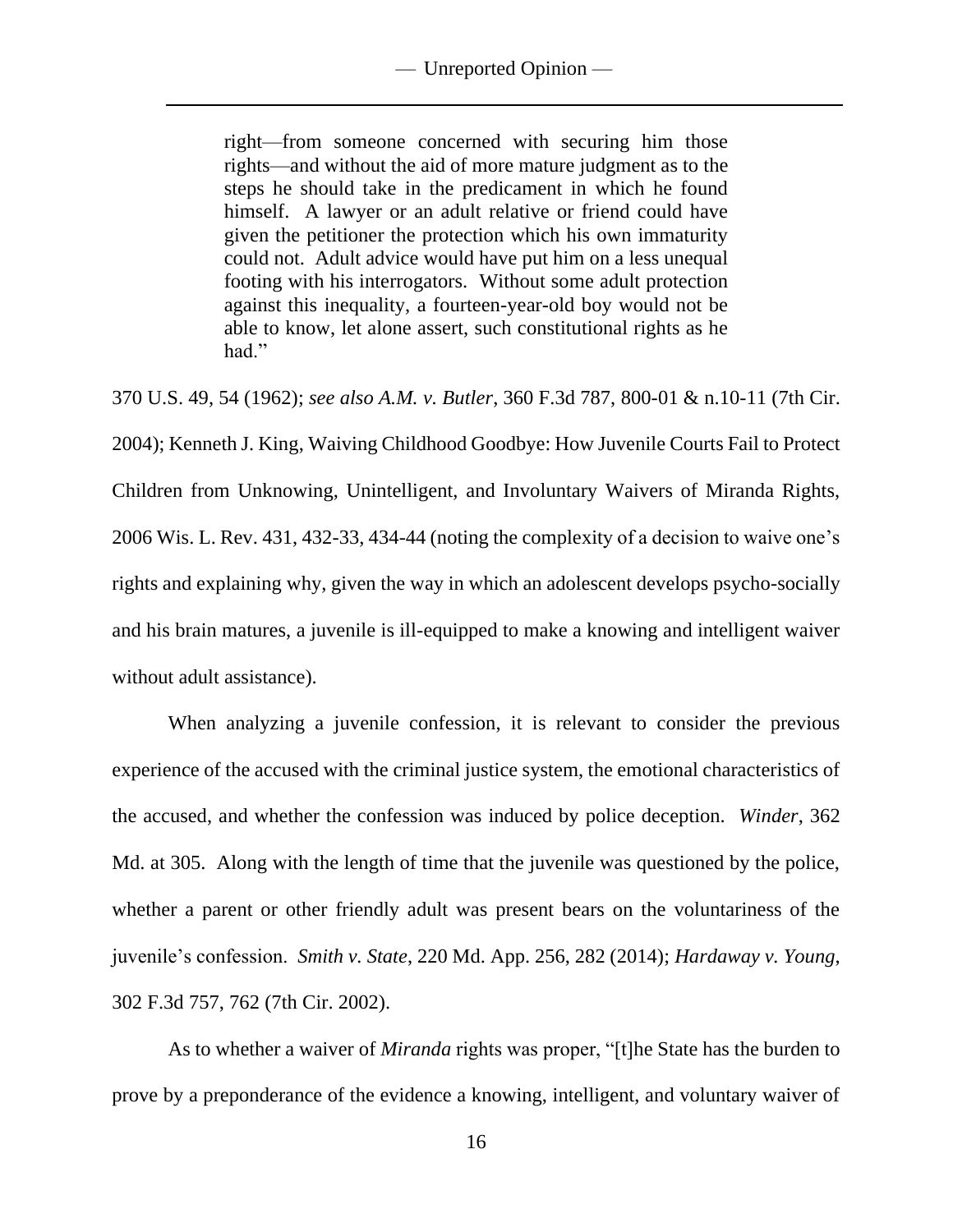> right—from someone concerned with securing him those rights—and without the aid of more mature judgment as to the steps he should take in the predicament in which he found himself. A lawyer or an adult relative or friend could have given the petitioner the protection which his own immaturity could not. Adult advice would have put him on a less unequal footing with his interrogators. Without some adult protection against this inequality, a fourteen-year-old boy would not be able to know, let alone assert, such constitutional rights as he had."

370 U.S. 49, 54 (1962); *see also A.M. v. Butler*, 360 F.3d 787, 800-01 & n.10-11 (7th Cir. 2004); Kenneth J. King, Waiving Childhood Goodbye: How Juvenile Courts Fail to Protect Children from Unknowing, Unintelligent, and Involuntary Waivers of Miranda Rights, 2006 Wis. L. Rev. 431, 432-33, 434-44 (noting the complexity of a decision to waive one's rights and explaining why, given the way in which an adolescent develops psycho-socially and his brain matures, a juvenile is ill-equipped to make a knowing and intelligent waiver without adult assistance).

When analyzing a juvenile confession, it is relevant to consider the previous experience of the accused with the criminal justice system, the emotional characteristics of the accused, and whether the confession was induced by police deception. *Winder*, 362 Md. at 305. Along with the length of time that the juvenile was questioned by the police, whether a parent or other friendly adult was present bears on the voluntariness of the juvenile's confession. *Smith v. State*, 220 Md. App. 256, 282 (2014); *Hardaway v. Young*, 302 F.3d 757, 762 (7th Cir. 2002).

As to whether a waiver of *Miranda* rights was proper, "[t]he State has the burden to prove by a preponderance of the evidence a knowing, intelligent, and voluntary waiver of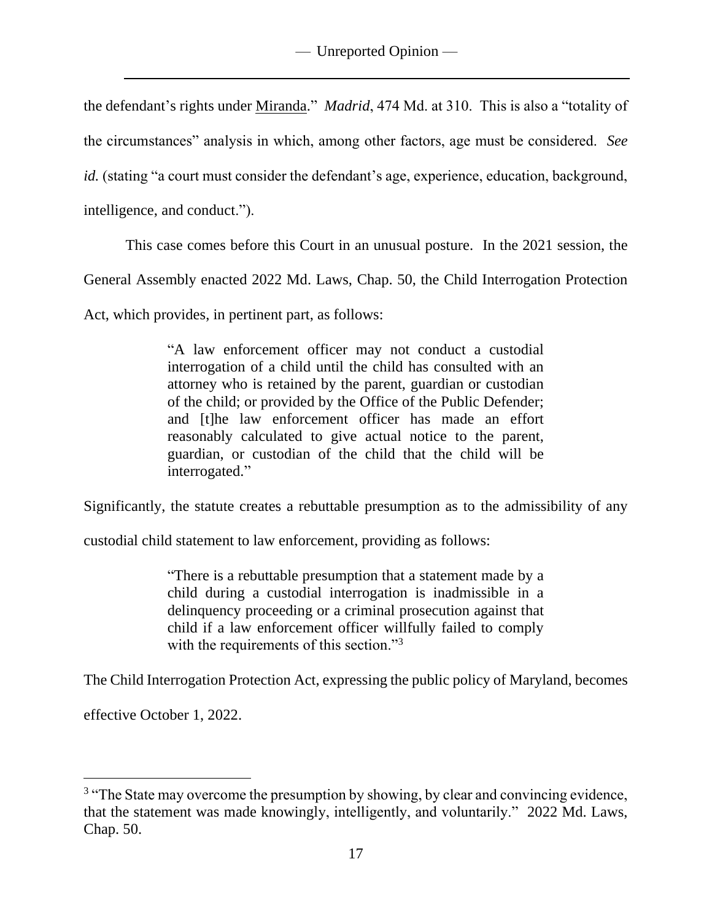the defendant's rights under Miranda." *Madrid*, 474 Md. at 310. This is also a "totality of the circumstances" analysis in which, among other factors, age must be considered. *See id.* (stating "a court must consider the defendant's age, experience, education, background, intelligence, and conduct.").

This case comes before this Court in an unusual posture. In the 2021 session, the General Assembly enacted 2022 Md. Laws, Chap. 50, the Child Interrogation Protection Act, which provides, in pertinent part, as follows:

> "A law enforcement officer may not conduct a custodial interrogation of a child until the child has consulted with an attorney who is retained by the parent, guardian or custodian of the child; or provided by the Office of the Public Defender; and [t]he law enforcement officer has made an effort reasonably calculated to give actual notice to the parent, guardian, or custodian of the child that the child will be interrogated."

Significantly, the statute creates a rebuttable presumption as to the admissibility of any custodial child statement to law enforcement, providing as follows:

> "There is a rebuttable presumption that a statement made by a child during a custodial interrogation is inadmissible in a delinquency proceeding or a criminal prosecution against that child if a law enforcement officer willfully failed to comply with the requirements of this section."[3]

The Child Interrogation Protection Act, expressing the public policy of Maryland, becomes effective October 1, 2022.

[3] "The State may overcome the presumption by showing, by clear and convincing evidence, that the statement was made knowingly, intelligently, and voluntarily." 2022 Md. Laws, Chap. 50.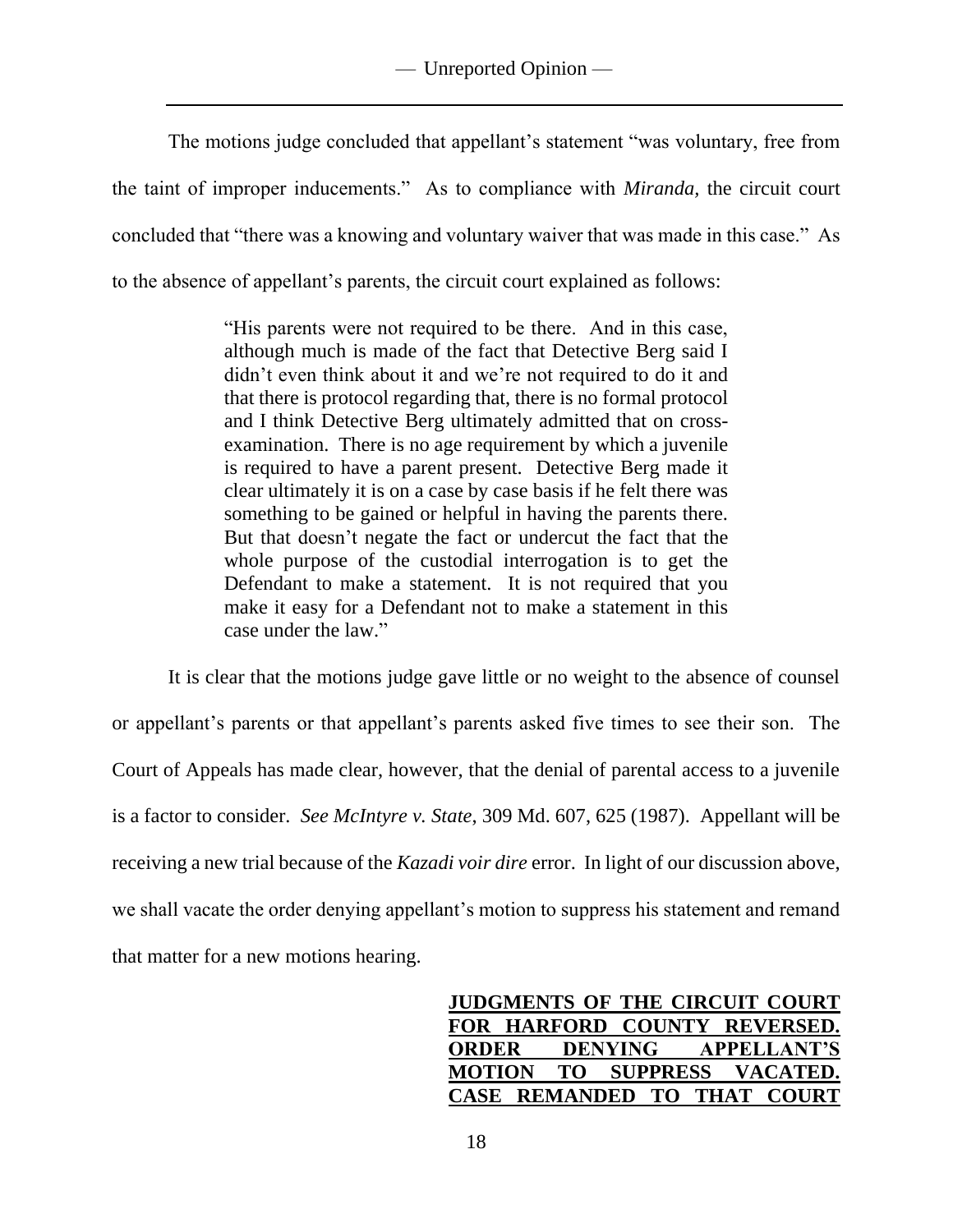The motions judge concluded that appellant's statement "was voluntary, free from the taint of improper inducements." As to compliance with *Miranda,* the circuit court concluded that "there was a knowing and voluntary waiver that was made in this case." As to the absence of appellant's parents, the circuit court explained as follows:

> "His parents were not required to be there. And in this case, although much is made of the fact that Detective Berg said I didn't even think about it and we're not required to do it and that there is protocol regarding that, there is no formal protocol and I think Detective Berg ultimately admitted that on cross-examination. There is no age requirement by which a juvenile is required to have a parent present. Detective Berg made it clear ultimately it is on a case by case basis if he felt there was something to be gained or helpful in having the parents there. But that doesn't negate the fact or undercut the fact that the whole purpose of the custodial interrogation is to get the Defendant to make a statement. It is not required that you make it easy for a Defendant not to make a statement in this case under the law."

It is clear that the motions judge gave little or no weight to the absence of counsel or appellant's parents or that appellant's parents asked five times to see their son. The Court of Appeals has made clear, however, that the denial of parental access to a juvenile is a factor to consider. *See McIntyre v. State*, 309 Md. 607, 625 (1987). Appellant will be receiving a new trial because of the *Kazadi voir dire* error. In light of our discussion above, we shall vacate the order denying appellant's motion to suppress his statement and remand that matter for a new motions hearing.

**JUDGMENTS OF THE CIRCUIT COURT FOR HARFORD COUNTY REVERSED. ORDER DENYING APPELLANT'S MOTION TO SUPPRESS VACATED. CASE REMANDED TO THAT COURT**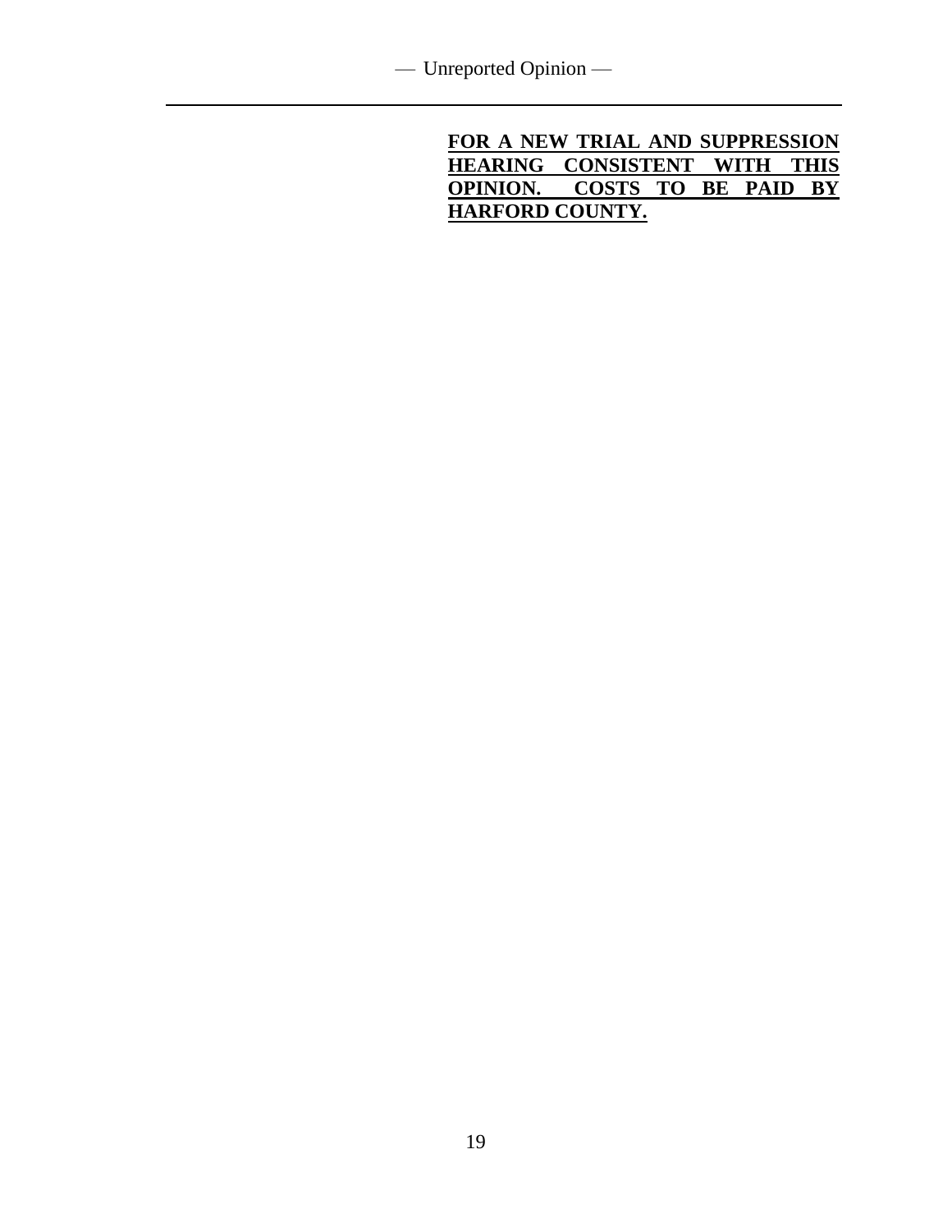**FOR A NEW TRIAL AND SUPPRESSION HEARING CONSISTENT WITH THIS OPINION. COSTS TO BE PAID BY HARFORD COUNTY.**